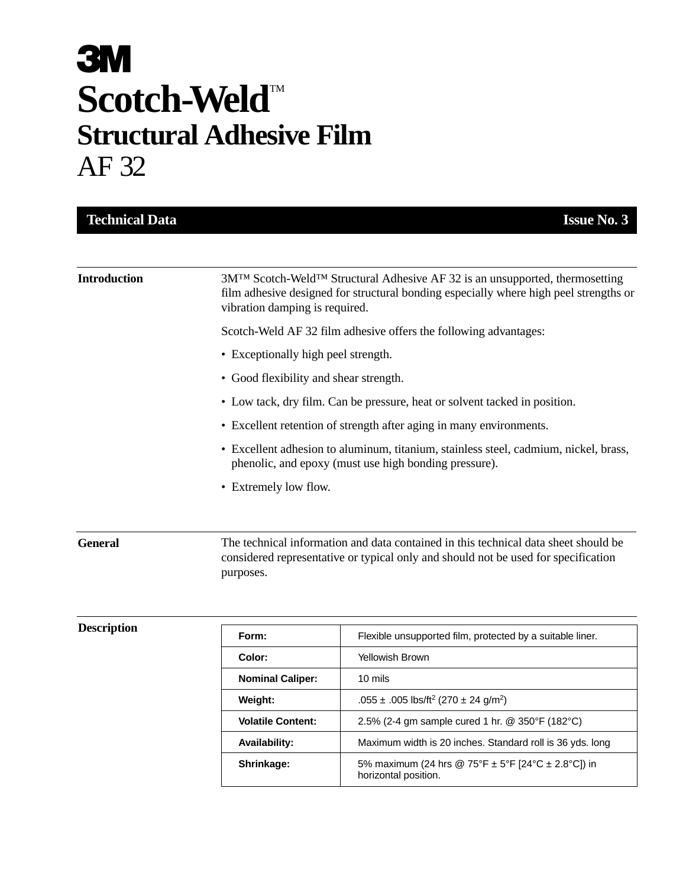# 3M

# Scotch-Weld™

## Structural Adhesive Film

## AF 32

**Technical Data** **Issue No. 3**

### Introduction

3M™ Scotch-Weld™ Structural Adhesive AF 32 is an unsupported, thermosetting film adhesive designed for structural bonding especially where high peel strengths or vibration damping is required.

Scotch-Weld AF 32 film adhesive offers the following advantages:

- Exceptionally high peel strength.
- Good flexibility and shear strength.
- Low tack, dry film. Can be pressure, heat or solvent tacked in position.
- Excellent retention of strength after aging in many environments.
- Excellent adhesion to aluminum, titanium, stainless steel, cadmium, nickel, brass, phenolic, and epoxy (must use high bonding pressure).
- Extremely low flow.

### General

The technical information and data contained in this technical data sheet should be considered representative or typical only and should not be used for specification purposes.

### Description

| | |
|---|---|
| **Form:** | Flexible unsupported film, protected by a suitable liner. |
| **Color:** | Yellowish Brown |
| **Nominal Caliper:** | 10 mils |
| **Weight:** | .055 ± .005 lbs/ft$^2$ (270 ± 24 g/m$^2$) |
| **Volatile Content:** | 2.5% (2-4 gm sample cured 1 hr. @ 350°F (182°C) |
| **Availability:** | Maximum width is 20 inches. Standard roll is 36 yds. long |
| **Shrinkage:** | 5% maximum (24 hrs @ 75°F ± 5°F [24°C ± 2.8°C]) in horizontal position. |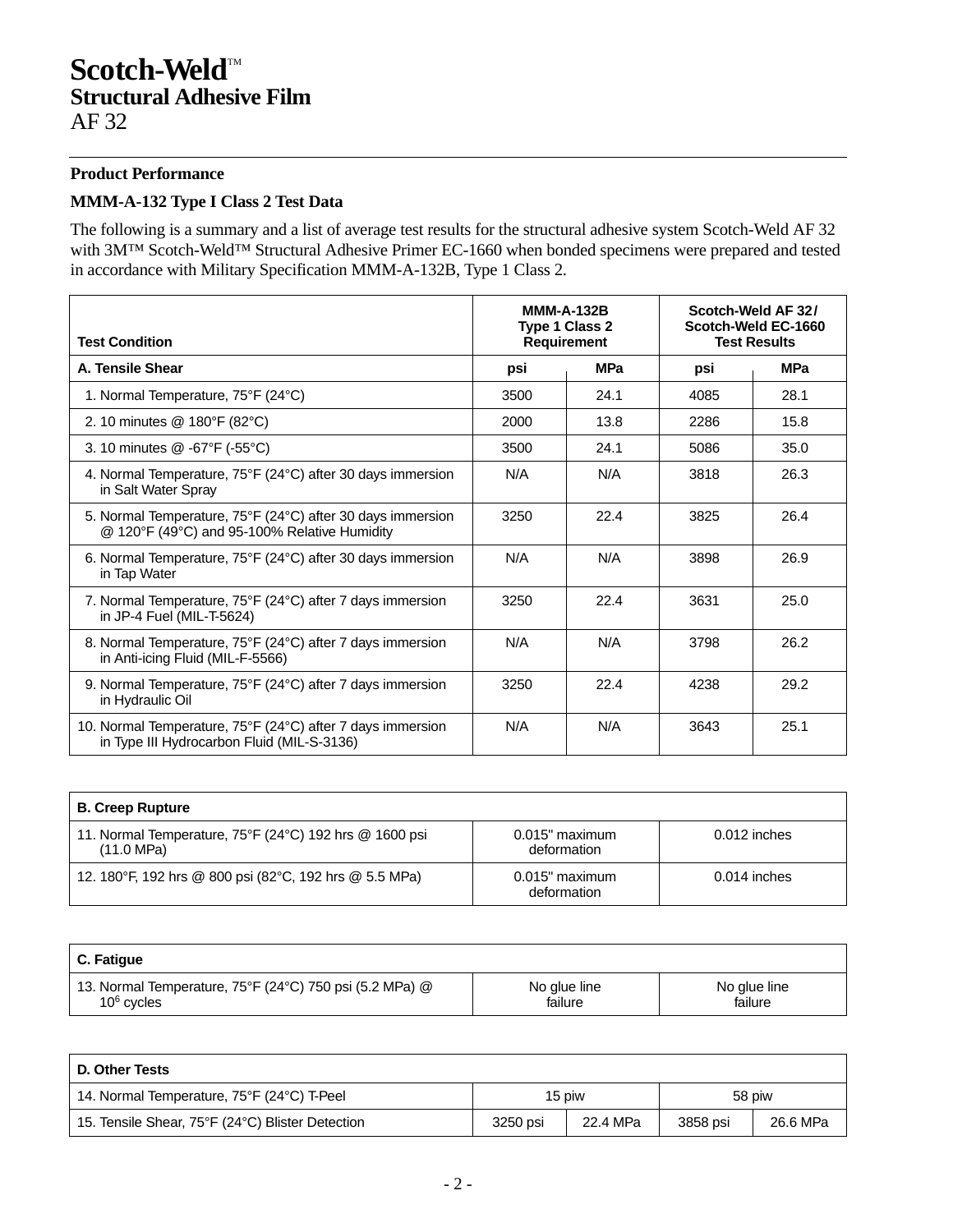# Scotch-Weld™ Structural Adhesive Film AF 32

## Product Performance

### MMM-A-132 Type I Class 2 Test Data

The following is a summary and a list of average test results for the structural adhesive system Scotch-Weld AF 32 with 3M™ Scotch-Weld™ Structural Adhesive Primer EC-1660 when bonded specimens were prepared and tested in accordance with Military Specification MMM-A-132B, Type 1 Class 2.

| Test Condition | MMM-A-132B Type 1 Class 2 Requirement | | Scotch-Weld AF 32/ Scotch-Weld EC-1660 Test Results | |
|---|---|---|---|---|
| **A. Tensile Shear** | **psi** | **MPa** | **psi** | **MPa** |
| 1. Normal Temperature, 75°F (24°C) | 3500 | 24.1 | 4085 | 28.1 |
| 2. 10 minutes @ 180°F (82°C) | 2000 | 13.8 | 2286 | 15.8 |
| 3. 10 minutes @ -67°F (-55°C) | 3500 | 24.1 | 5086 | 35.0 |
| 4. Normal Temperature, 75°F (24°C) after 30 days immersion in Salt Water Spray | N/A | N/A | 3818 | 26.3 |
| 5. Normal Temperature, 75°F (24°C) after 30 days immersion @ 120°F (49°C) and 95-100% Relative Humidity | 3250 | 22.4 | 3825 | 26.4 |
| 6. Normal Temperature, 75°F (24°C) after 30 days immersion in Tap Water | N/A | N/A | 3898 | 26.9 |
| 7. Normal Temperature, 75°F (24°C) after 7 days immersion in JP-4 Fuel (MIL-T-5624) | 3250 | 22.4 | 3631 | 25.0 |
| 8. Normal Temperature, 75°F (24°C) after 7 days immersion in Anti-icing Fluid (MIL-F-5566) | N/A | N/A | 3798 | 26.2 |
| 9. Normal Temperature, 75°F (24°C) after 7 days immersion in Hydraulic Oil | 3250 | 22.4 | 4238 | 29.2 |
| 10. Normal Temperature, 75°F (24°C) after 7 days immersion in Type III Hydrocarbon Fluid (MIL-S-3136) | N/A | N/A | 3643 | 25.1 |

| **B. Creep Rupture** | | |
|---|---|---|
| 11. Normal Temperature, 75°F (24°C) 192 hrs @ 1600 psi (11.0 MPa) | 0.015" maximum deformation | 0.012 inches |
| 12. 180°F, 192 hrs @ 800 psi (82°C, 192 hrs @ 5.5 MPa) | 0.015" maximum deformation | 0.014 inches |

| **C. Fatigue** | | |
|---|---|---|
| 13. Normal Temperature, 75°F (24°C) 750 psi (5.2 MPa) @ $10^6$ cycles | No glue line failure | No glue line failure |

| **D. Other Tests** | | | | |
|---|---|---|---|---|
| 14. Normal Temperature, 75°F (24°C) T-Peel | 15 piw | | 58 piw | |
| 15. Tensile Shear, 75°F (24°C) Blister Detection | 3250 psi | 22.4 MPa | 3858 psi | 26.6 MPa |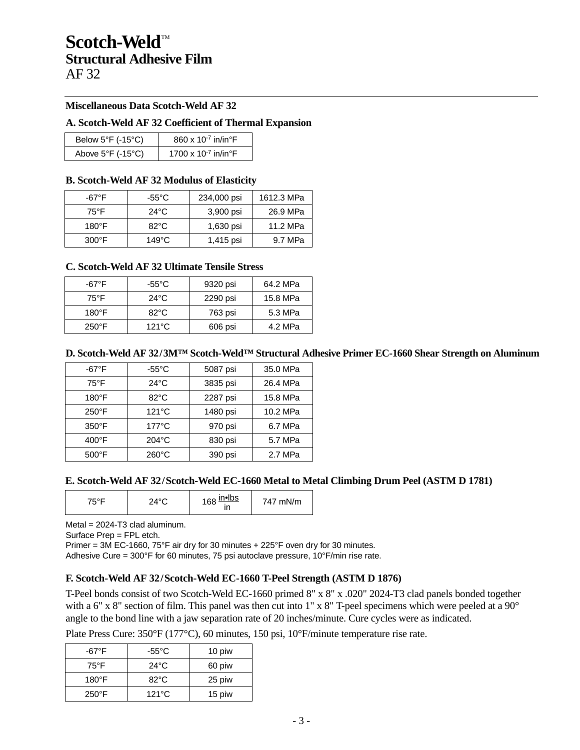# Scotch-Weld™
## Structural Adhesive Film
AF 32

---

### Miscellaneous Data Scotch-Weld AF 32

#### A. Scotch-Weld AF 32 Coefficient of Thermal Expansion

| | |
|---|---|
| Below 5°F (-15°C) | 860 x $10^{-7}$ in/in°F |
| Above 5°F (-15°C) | 1700 x $10^{-7}$ in/in°F |

#### B. Scotch-Weld AF 32 Modulus of Elasticity

| | | | |
|---|---|---|---|
| -67°F | -55°C | 234,000 psi | 1612.3 MPa |
| 75°F | 24°C | 3,900 psi | 26.9 MPa |
| 180°F | 82°C | 1,630 psi | 11.2 MPa |
| 300°F | 149°C | 1,415 psi | 9.7 MPa |

#### C. Scotch-Weld AF 32 Ultimate Tensile Stress

| | | | |
|---|---|---|---|
| -67°F | -55°C | 9320 psi | 64.2 MPa |
| 75°F | 24°C | 2290 psi | 15.8 MPa |
| 180°F | 82°C | 763 psi | 5.3 MPa |
| 250°F | 121°C | 606 psi | 4.2 MPa |

#### D. Scotch-Weld AF 32/3M™ Scotch-Weld™ Structural Adhesive Primer EC-1660 Shear Strength on Aluminum

| | | | |
|---|---|---|---|
| -67°F | -55°C | 5087 psi | 35.0 MPa |
| 75°F | 24°C | 3835 psi | 26.4 MPa |
| 180°F | 82°C | 2287 psi | 15.8 MPa |
| 250°F | 121°C | 1480 psi | 10.2 MPa |
| 350°F | 177°C | 970 psi | 6.7 MPa |
| 400°F | 204°C | 830 psi | 5.7 MPa |
| 500°F | 260°C | 390 psi | 2.7 MPa |

#### E. Scotch-Weld AF 32/Scotch-Weld EC-1660 Metal to Metal Climbing Drum Peel (ASTM D 1781)

| | | | |
|---|---|---|---|
| 75°F | 24°C | 168 $\frac{\text{in•lbs}}{\text{in}}$ | 747 mN/m |

Metal = 2024-T3 clad aluminum.
Surface Prep = FPL etch.
Primer = 3M EC-1660, 75°F air dry for 30 minutes + 225°F oven dry for 30 minutes.
Adhesive Cure = 300°F for 60 minutes, 75 psi autoclave pressure, 10°F/min rise rate.

#### F. Scotch-Weld AF 32/Scotch-Weld EC-1660 T-Peel Strength (ASTM D 1876)

T-Peel bonds consist of two Scotch-Weld EC-1660 primed 8" x 8" x .020" 2024-T3 clad panels bonded together with a 6" x 8" section of film. This panel was then cut into 1" x 8" T-peel specimens which were peeled at a 90° angle to the bond line with a jaw separation rate of 20 inches/minute. Cure cycles were as indicated.

Plate Press Cure: 350°F (177°C), 60 minutes, 150 psi, 10°F/minute temperature rise rate.

| | | |
|---|---|---|
| -67°F | -55°C | 10 piw |
| 75°F | 24°C | 60 piw |
| 180°F | 82°C | 25 piw |
| 250°F | 121°C | 15 piw |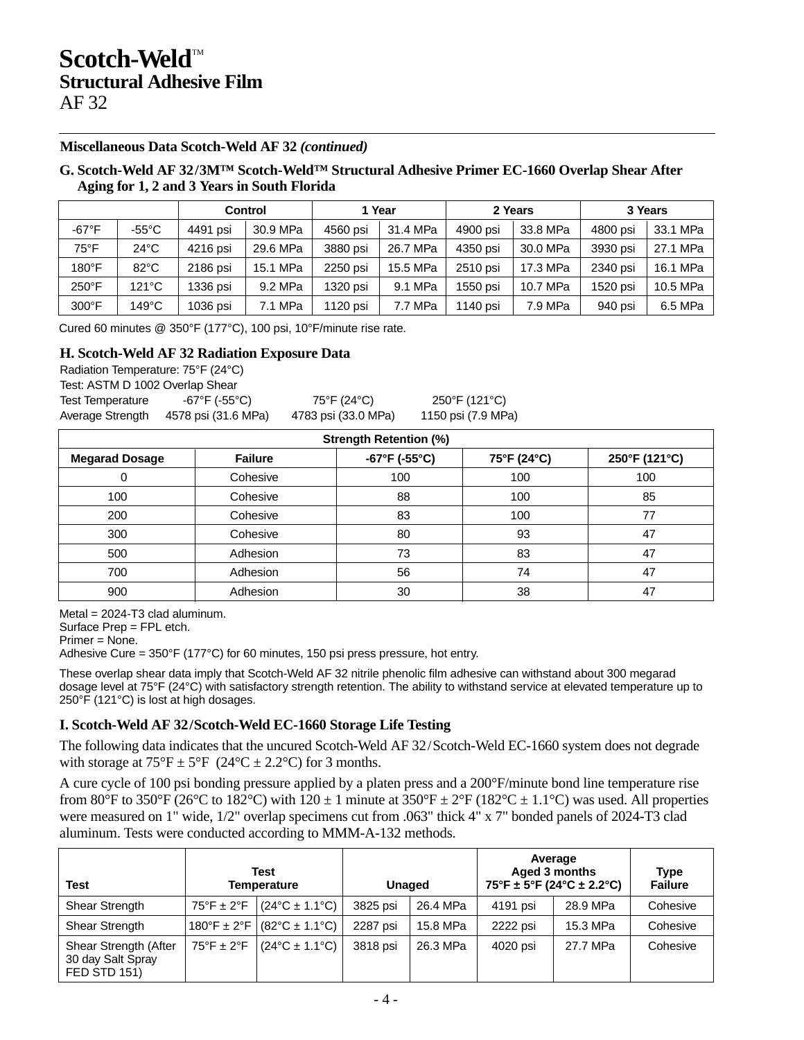# Scotch-Weld™
# Structural Adhesive Film
# AF 32

### Miscellaneous Data Scotch-Weld AF 32 *(continued)*

### G. Scotch-Weld AF 32/3M™ Scotch-Weld™ Structural Adhesive Primer EC-1660 Overlap Shear After Aging for 1, 2 and 3 Years in South Florida

| | | Control | | 1 Year | | 2 Years | | 3 Years | |
|---|---|---|---|---|---|---|---|---|---|
| -67°F | -55°C | 4491 psi | 30.9 MPa | 4560 psi | 31.4 MPa | 4900 psi | 33.8 MPa | 4800 psi | 33.1 MPa |
| 75°F | 24°C | 4216 psi | 29.6 MPa | 3880 psi | 26.7 MPa | 4350 psi | 30.0 MPa | 3930 psi | 27.1 MPa |
| 180°F | 82°C | 2186 psi | 15.1 MPa | 2250 psi | 15.5 MPa | 2510 psi | 17.3 MPa | 2340 psi | 16.1 MPa |
| 250°F | 121°C | 1336 psi | 9.2 MPa | 1320 psi | 9.1 MPa | 1550 psi | 10.7 MPa | 1520 psi | 10.5 MPa |
| 300°F | 149°C | 1036 psi | 7.1 MPa | 1120 psi | 7.7 MPa | 1140 psi | 7.9 MPa | 940 psi | 6.5 MPa |

Cured 60 minutes @ 350°F (177°C), 100 psi, 10°F/minute rise rate.

### H. Scotch-Weld AF 32 Radiation Exposure Data

Radiation Temperature: 75°F (24°C)
Test: ASTM D 1002 Overlap Shear

| Test Temperature | -67°F (-55°C) | 75°F (24°C) | 250°F (121°C) |
|---|---|---|---|
| Average Strength | 4578 psi (31.6 MPa) | 4783 psi (33.0 MPa) | 1150 psi (7.9 MPa) |

| | | Strength Retention (%) | | |
|---|---|---|---|---|
| **Megarad Dosage** | **Failure** | **-67°F (-55°C)** | **75°F (24°C)** | **250°F (121°C)** |
| 0 | Cohesive | 100 | 100 | 100 |
| 100 | Cohesive | 88 | 100 | 85 |
| 200 | Cohesive | 83 | 100 | 77 |
| 300 | Cohesive | 80 | 93 | 47 |
| 500 | Adhesion | 73 | 83 | 47 |
| 700 | Adhesion | 56 | 74 | 47 |
| 900 | Adhesion | 30 | 38 | 47 |

Metal = 2024-T3 clad aluminum.
Surface Prep = FPL etch.
Primer = None.
Adhesive Cure = 350°F (177°C) for 60 minutes, 150 psi press pressure, hot entry.

These overlap shear data imply that Scotch-Weld AF 32 nitrile phenolic film adhesive can withstand about 300 megarad dosage level at 75°F (24°C) with satisfactory strength retention. The ability to withstand service at elevated temperature up to 250°F (121°C) is lost at high dosages.

### I. Scotch-Weld AF 32/Scotch-Weld EC-1660 Storage Life Testing

The following data indicates that the uncured Scotch-Weld AF 32/Scotch-Weld EC-1660 system does not degrade with storage at 75°F ± 5°F (24°C ± 2.2°C) for 3 months.

A cure cycle of 100 psi bonding pressure applied by a platen press and a 200°F/minute bond line temperature rise from 80°F to 350°F (26°C to 182°C) with 120 ± 1 minute at 350°F ± 2°F (182°C ± 1.1°C) was used. All properties were measured on 1" wide, 1/2" overlap specimens cut from .063" thick 4" x 7" bonded panels of 2024-T3 clad aluminum. Tests were conducted according to MMM-A-132 methods.

| Test | Test Temperature | | Unaged | | Average Aged 3 months 75°F ± 5°F (24°C ± 2.2°C) | | Type Failure |
|---|---|---|---|---|---|---|---|
| Shear Strength | 75°F ± 2°F | (24°C ± 1.1°C) | 3825 psi | 26.4 MPa | 4191 psi | 28.9 MPa | Cohesive |
| Shear Strength | 180°F ± 2°F | (82°C ± 1.1°C) | 2287 psi | 15.8 MPa | 2222 psi | 15.3 MPa | Cohesive |
| Shear Strength (After 30 day Salt Spray FED STD 151) | 75°F ± 2°F | (24°C ± 1.1°C) | 3818 psi | 26.3 MPa | 4020 psi | 27.7 MPa | Cohesive |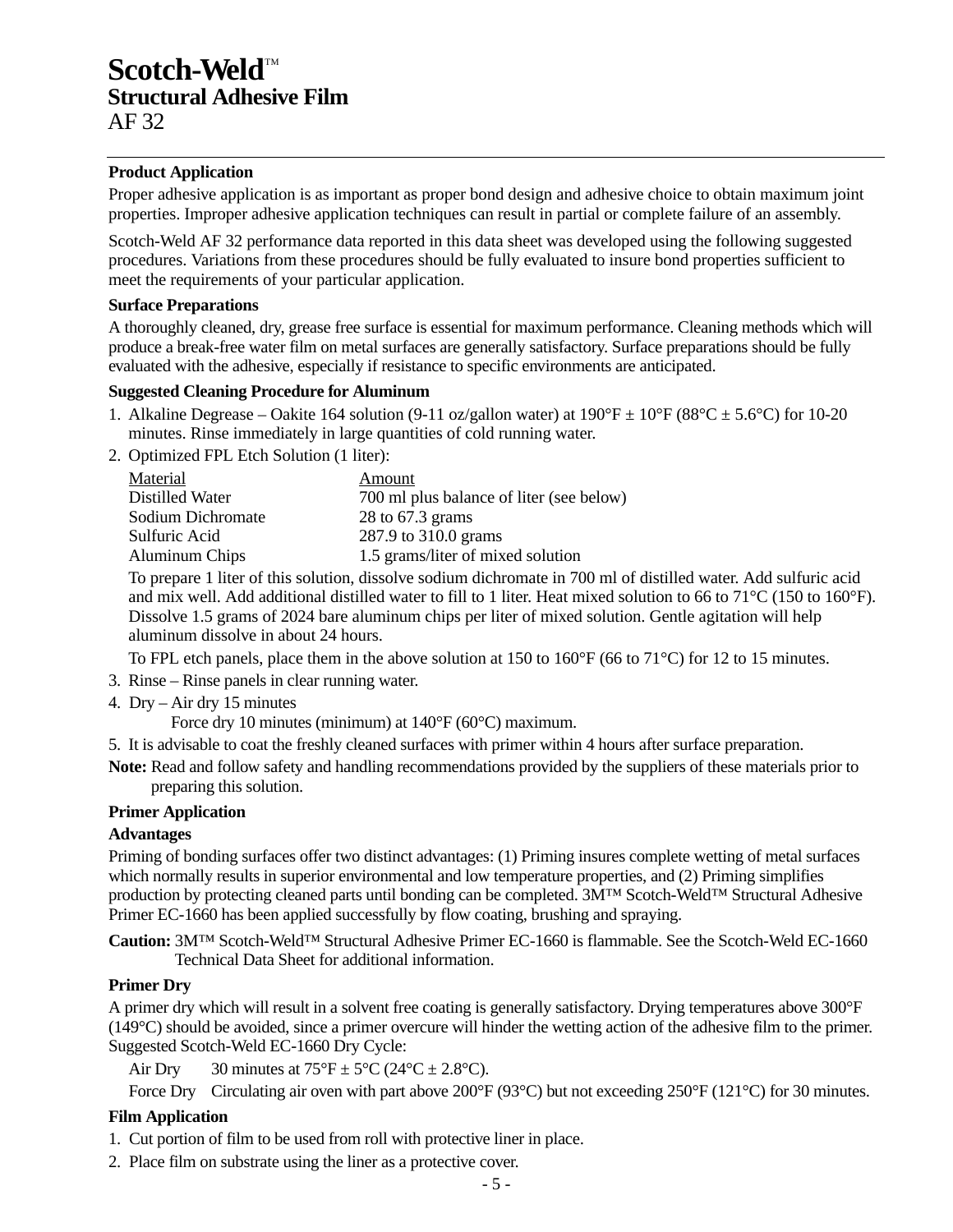# Scotch-Weld™
## Structural Adhesive Film
AF 32

---

**Product Application**

Proper adhesive application is as important as proper bond design and adhesive choice to obtain maximum joint properties. Improper adhesive application techniques can result in partial or complete failure of an assembly.

Scotch-Weld AF 32 performance data reported in this data sheet was developed using the following suggested procedures. Variations from these procedures should be fully evaluated to insure bond properties sufficient to meet the requirements of your particular application.

**Surface Preparations**

A thoroughly cleaned, dry, grease free surface is essential for maximum performance. Cleaning methods which will produce a break-free water film on metal surfaces are generally satisfactory. Surface preparations should be fully evaluated with the adhesive, especially if resistance to specific environments are anticipated.

**Suggested Cleaning Procedure for Aluminum**

1. Alkaline Degrease – Oakite 164 solution (9-11 oz/gallon water) at 190°F ± 10°F (88°C ± 5.6°C) for 10-20 minutes. Rinse immediately in large quantities of cold running water.
2. Optimized FPL Etch Solution (1 liter):

| Material | Amount |
|---|---|
| Distilled Water | 700 ml plus balance of liter (see below) |
| Sodium Dichromate | 28 to 67.3 grams |
| Sulfuric Acid | 287.9 to 310.0 grams |
| Aluminum Chips | 1.5 grams/liter of mixed solution |

   To prepare 1 liter of this solution, dissolve sodium dichromate in 700 ml of distilled water. Add sulfuric acid and mix well. Add additional distilled water to fill to 1 liter. Heat mixed solution to 66 to 71°C (150 to 160°F). Dissolve 1.5 grams of 2024 bare aluminum chips per liter of mixed solution. Gentle agitation will help aluminum dissolve in about 24 hours.

   To FPL etch panels, place them in the above solution at 150 to 160°F (66 to 71°C) for 12 to 15 minutes.

3. Rinse – Rinse panels in clear running water.
4. Dry – Air dry 15 minutes
   Force dry 10 minutes (minimum) at 140°F (60°C) maximum.
5. It is advisable to coat the freshly cleaned surfaces with primer within 4 hours after surface preparation.

**Note:** Read and follow safety and handling recommendations provided by the suppliers of these materials prior to preparing this solution.

**Primer Application**

**Advantages**

Priming of bonding surfaces offer two distinct advantages: (1) Priming insures complete wetting of metal surfaces which normally results in superior environmental and low temperature properties, and (2) Priming simplifies production by protecting cleaned parts until bonding can be completed. 3M™ Scotch-Weld™ Structural Adhesive Primer EC-1660 has been applied successfully by flow coating, brushing and spraying.

**Caution:** 3M™ Scotch-Weld™ Structural Adhesive Primer EC-1660 is flammable. See the Scotch-Weld EC-1660 Technical Data Sheet for additional information.

**Primer Dry**

A primer dry which will result in a solvent free coating is generally satisfactory. Drying temperatures above 300°F (149°C) should be avoided, since a primer overcure will hinder the wetting action of the adhesive film to the primer. Suggested Scotch-Weld EC-1660 Dry Cycle:

Air Dry 30 minutes at 75°F ± 5°C (24°C ± 2.8°C).

Force Dry Circulating air oven with part above 200°F (93°C) but not exceeding 250°F (121°C) for 30 minutes.

**Film Application**

1. Cut portion of film to be used from roll with protective liner in place.
2. Place film on substrate using the liner as a protective cover.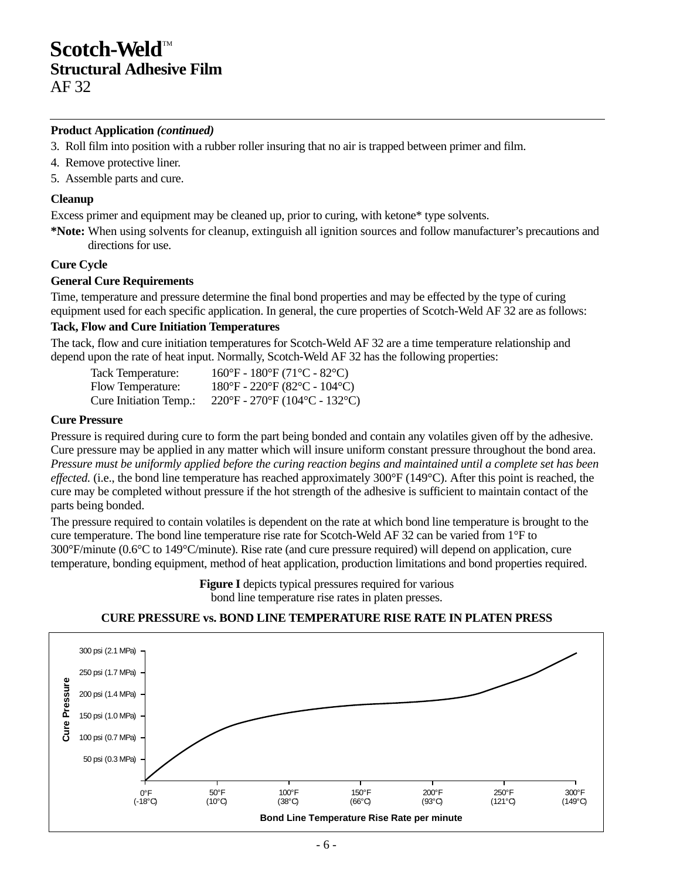# Scotch-Weld™
## Structural Adhesive Film
AF 32

**Product Application *(continued)***

3. Roll film into position with a rubber roller insuring that no air is trapped between primer and film.
4. Remove protective liner.
5. Assemble parts and cure.

**Cleanup**

Excess primer and equipment may be cleaned up, prior to curing, with ketone* type solvents.

***Note:** When using solvents for cleanup, extinguish all ignition sources and follow manufacturer's precautions and directions for use.

**Cure Cycle**

**General Cure Requirements**

Time, temperature and pressure determine the final bond properties and may be effected by the type of curing equipment used for each specific application. In general, the cure properties of Scotch-Weld AF 32 are as follows:

**Tack, Flow and Cure Initiation Temperatures**

The tack, flow and cure initiation temperatures for Scotch-Weld AF 32 are a time temperature relationship and depend upon the rate of heat input. Normally, Scotch-Weld AF 32 has the following properties:

| | |
|---|---|
| Tack Temperature: | 160°F - 180°F (71°C - 82°C) |
| Flow Temperature: | 180°F - 220°F (82°C - 104°C) |
| Cure Initiation Temp.: | 220°F - 270°F (104°C - 132°C) |

**Cure Pressure**

Pressure is required during cure to form the part being bonded and contain any volatiles given off by the adhesive. Cure pressure may be applied in any matter which will insure uniform constant pressure throughout the bond area. *Pressure must be uniformly applied before the curing reaction begins and maintained until a complete set has been effected.* (i.e., the bond line temperature has reached approximately 300°F (149°C). After this point is reached, the cure may be completed without pressure if the hot strength of the adhesive is sufficient to maintain contact of the parts being bonded.

The pressure required to contain volatiles is dependent on the rate at which bond line temperature is brought to the cure temperature. The bond line temperature rise rate for Scotch-Weld AF 32 can be varied from 1°F to 300°F/minute (0.6°C to 149°C/minute). Rise rate (and cure pressure required) will depend on application, cure temperature, bonding equipment, method of heat application, production limitations and bond properties required.

**Figure I** depicts typical pressures required for various bond line temperature rise rates in platen presses.

**CURE PRESSURE vs. BOND LINE TEMPERATURE RISE RATE IN PLATEN PRESS**

Cure Pressure

300 psi (2.1 MPa)
250 psi (1.7 MPa)
200 psi (1.4 MPa)
150 psi (1.0 MPa)
100 psi (0.7 MPa)
50 psi (0.3 MPa)

0°F (-18°C)
50°F (10°C)
100°F (38°C)
150°F (66°C)
200°F (93°C)
250°F (121°C)
300°F (149°C)

Bond Line Temperature Rise Rate per minute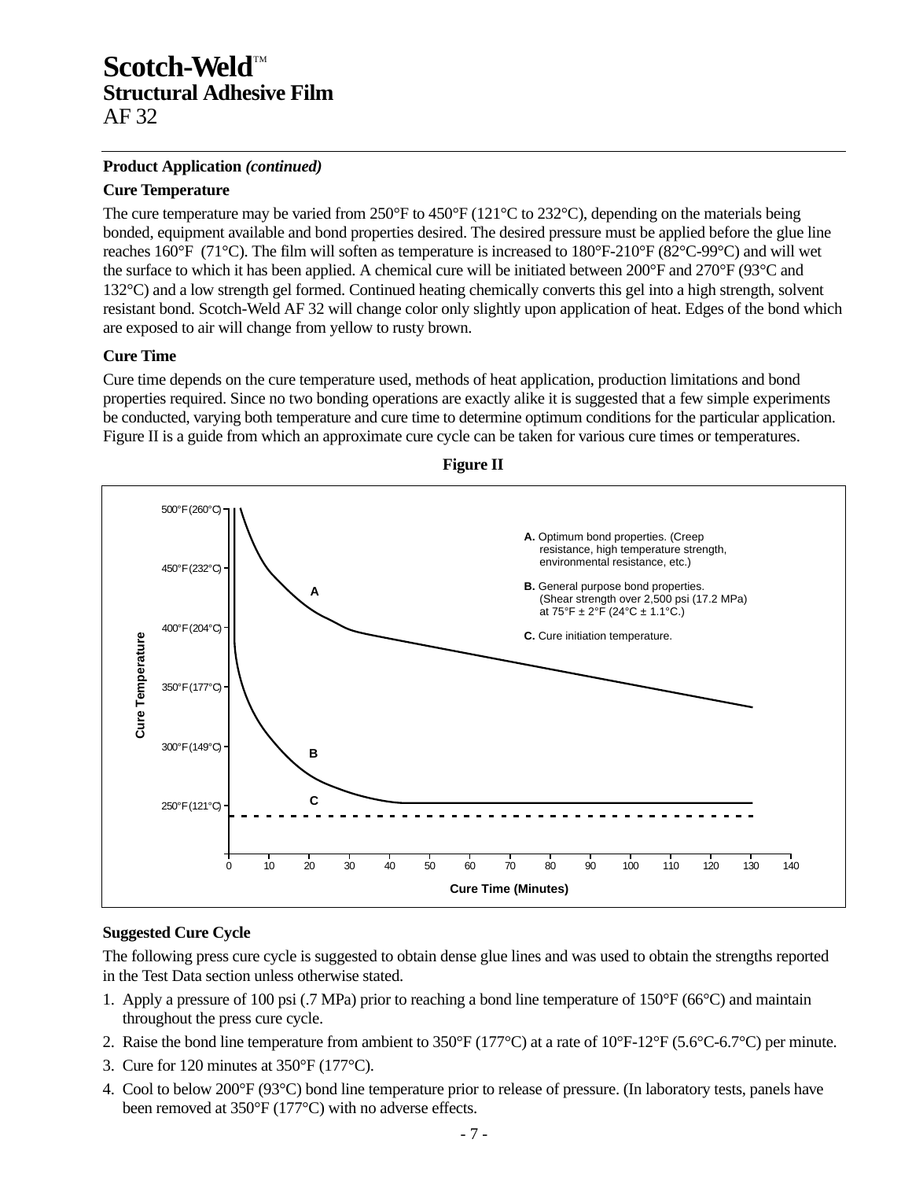# Scotch-Weld™
## Structural Adhesive Film
AF 32

**Product Application *(continued)***

**Cure Temperature**

The cure temperature may be varied from 250°F to 450°F (121°C to 232°C), depending on the materials being bonded, equipment available and bond properties desired. The desired pressure must be applied before the glue line reaches 160°F (71°C). The film will soften as temperature is increased to 180°F-210°F (82°C-99°C) and will wet the surface to which it has been applied. A chemical cure will be initiated between 200°F and 270°F (93°C and 132°C) and a low strength gel formed. Continued heating chemically converts this gel into a high strength, solvent resistant bond. Scotch-Weld AF 32 will change color only slightly upon application of heat. Edges of the bond which are exposed to air will change from yellow to rusty brown.

**Cure Time**

Cure time depends on the cure temperature used, methods of heat application, production limitations and bond properties required. Since no two bonding operations are exactly alike it is suggested that a few simple experiments be conducted, varying both temperature and cure time to determine optimum conditions for the particular application. Figure II is a guide from which an approximate cure cycle can be taken for various cure times or temperatures.

**Figure II**

Cure Temperature
500°F (260°C)
450°F (232°C)
400°F (204°C)
350°F (177°C)
300°F (149°C)
250°F (121°C)

Cure Time (Minutes)
0 10 20 30 40 50 60 70 80 90 100 110 120 130 140

A
B
C

**A.** Optimum bond properties. (Creep resistance, high temperature strength, environmental resistance, etc.)

**B.** General purpose bond properties. (Shear strength over 2,500 psi (17.2 MPa) at 75°F ± 2°F (24°C ± 1.1°C.)

**C.** Cure initiation temperature.

**Suggested Cure Cycle**

The following press cure cycle is suggested to obtain dense glue lines and was used to obtain the strengths reported in the Test Data section unless otherwise stated.

1. Apply a pressure of 100 psi (.7 MPa) prior to reaching a bond line temperature of 150°F (66°C) and maintain throughout the press cure cycle.
2. Raise the bond line temperature from ambient to 350°F (177°C) at a rate of 10°F-12°F (5.6°C-6.7°C) per minute.
3. Cure for 120 minutes at 350°F (177°C).
4. Cool to below 200°F (93°C) bond line temperature prior to release of pressure. (In laboratory tests, panels have been removed at 350°F (177°C) with no adverse effects.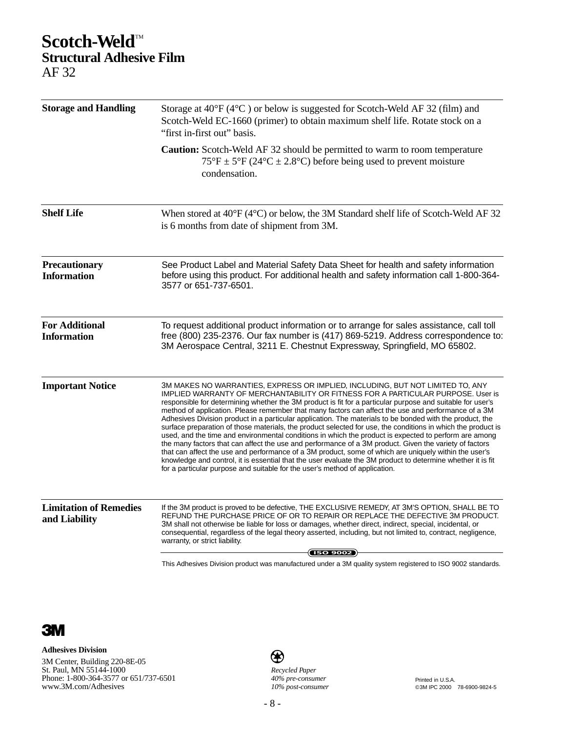# Scotch-Weld™
## Structural Adhesive Film
AF 32

### Storage and Handling

Storage at 40°F (4°C ) or below is suggested for Scotch-Weld AF 32 (film) and Scotch-Weld EC-1660 (primer) to obtain maximum shelf life. Rotate stock on a "first in-first out" basis.

**Caution:** Scotch-Weld AF 32 should be permitted to warm to room temperature 75°F ± 5°F (24°C ± 2.8°C) before being used to prevent moisture condensation.

### Shelf Life

When stored at 40°F (4°C) or below, the 3M Standard shelf life of Scotch-Weld AF 32 is 6 months from date of shipment from 3M.

### Precautionary Information

See Product Label and Material Safety Data Sheet for health and safety information before using this product. For additional health and safety information call 1-800-364-3577 or 651-737-6501.

### For Additional Information

To request additional product information or to arrange for sales assistance, call toll free (800) 235-2376. Our fax number is (417) 869-5219. Address correspondence to: 3M Aerospace Central, 3211 E. Chestnut Expressway, Springfield, MO 65802.

### Important Notice

3M MAKES NO WARRANTIES, EXPRESS OR IMPLIED, INCLUDING, BUT NOT LIMITED TO, ANY IMPLIED WARRANTY OF MERCHANTABILITY OR FITNESS FOR A PARTICULAR PURPOSE. User is responsible for determining whether the 3M product is fit for a particular purpose and suitable for user's method of application. Please remember that many factors can affect the use and performance of a 3M Adhesives Division product in a particular application. The materials to be bonded with the product, the surface preparation of those materials, the product selected for use, the conditions in which the product is used, and the time and environmental conditions in which the product is expected to perform are among the many factors that can affect the use and performance of a 3M product. Given the variety of factors that can affect the use and performance of a 3M product, some of which are uniquely within the user's knowledge and control, it is essential that the user evaluate the 3M product to determine whether it is fit for a particular purpose and suitable for the user's method of application.

### Limitation of Remedies and Liability

If the 3M product is proved to be defective, THE EXCLUSIVE REMEDY, AT 3M'S OPTION, SHALL BE TO REFUND THE PURCHASE PRICE OF OR TO REPAIR OR REPLACE THE DEFECTIVE 3M PRODUCT. 3M shall not otherwise be liable for loss or damages, whether direct, indirect, special, incidental, or consequential, regardless of the legal theory asserted, including, but not limited to, contract, negligence, warranty, or strict liability.

ISO 9002

This Adhesives Division product was manufactured under a 3M quality system registered to ISO 9002 standards.

3M

**Adhesives Division**

3M Center, Building 220-8E-05
St. Paul, MN 55144-1000
Phone: 1-800-364-3577 or 651/737-6501
www.3M.com/Adhesives

*Recycled Paper*
*40% pre-consumer*
*10% post-consumer*

Printed in U.S.A.
©3M IPC 2000 78-6900-9824-5